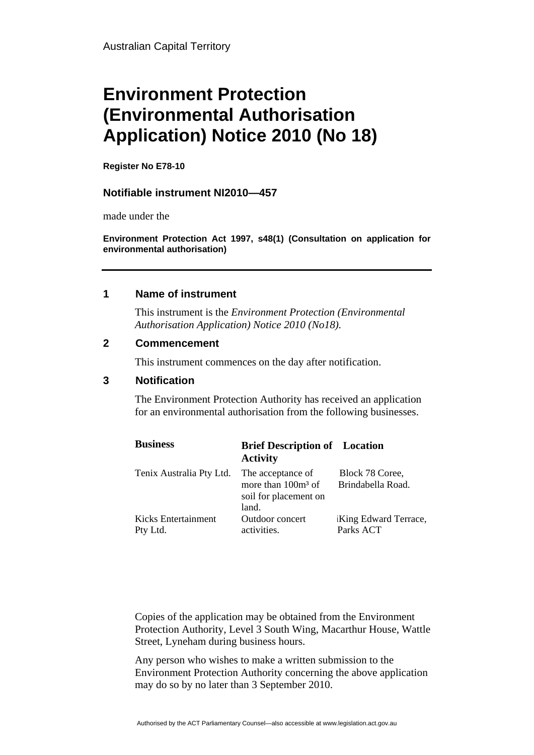Australian Capital Territory

# Environment Protection (Environmental Authorisation Application) Notice 2010 (No 18)

**Register No E78-10**

### Notifiable instrument NI2010—457

made under the

**Environment Protection Act 1997, s48(1) (Consultation on application for environmental authorisation)**

---

## 1 Name of instrument

This instrument is the *Environment Protection (Environmental Authorisation Application) Notice 2010 (No18).*

## 2 Commencement

This instrument commences on the day after notification.

## 3 Notification

The Environment Protection Authority has received an application for an environmental authorisation from the following businesses.

| **Business** | **Brief Description of Activity** | **Location** |
|---|---|---|
| Tenix Australia Pty Ltd. | The acceptance of more than $100m^3$ of soil for placement on land. | Block 78 Coree, Brindabella Road. |
| Kicks Entertainment Pty Ltd. | Outdoor concert activities. | King Edward Terrace, Parks ACT |

Copies of the application may be obtained from the Environment Protection Authority, Level 3 South Wing, Macarthur House, Wattle Street, Lyneham during business hours.

Any person who wishes to make a written submission to the Environment Protection Authority concerning the above application may do so by no later than 3 September 2010.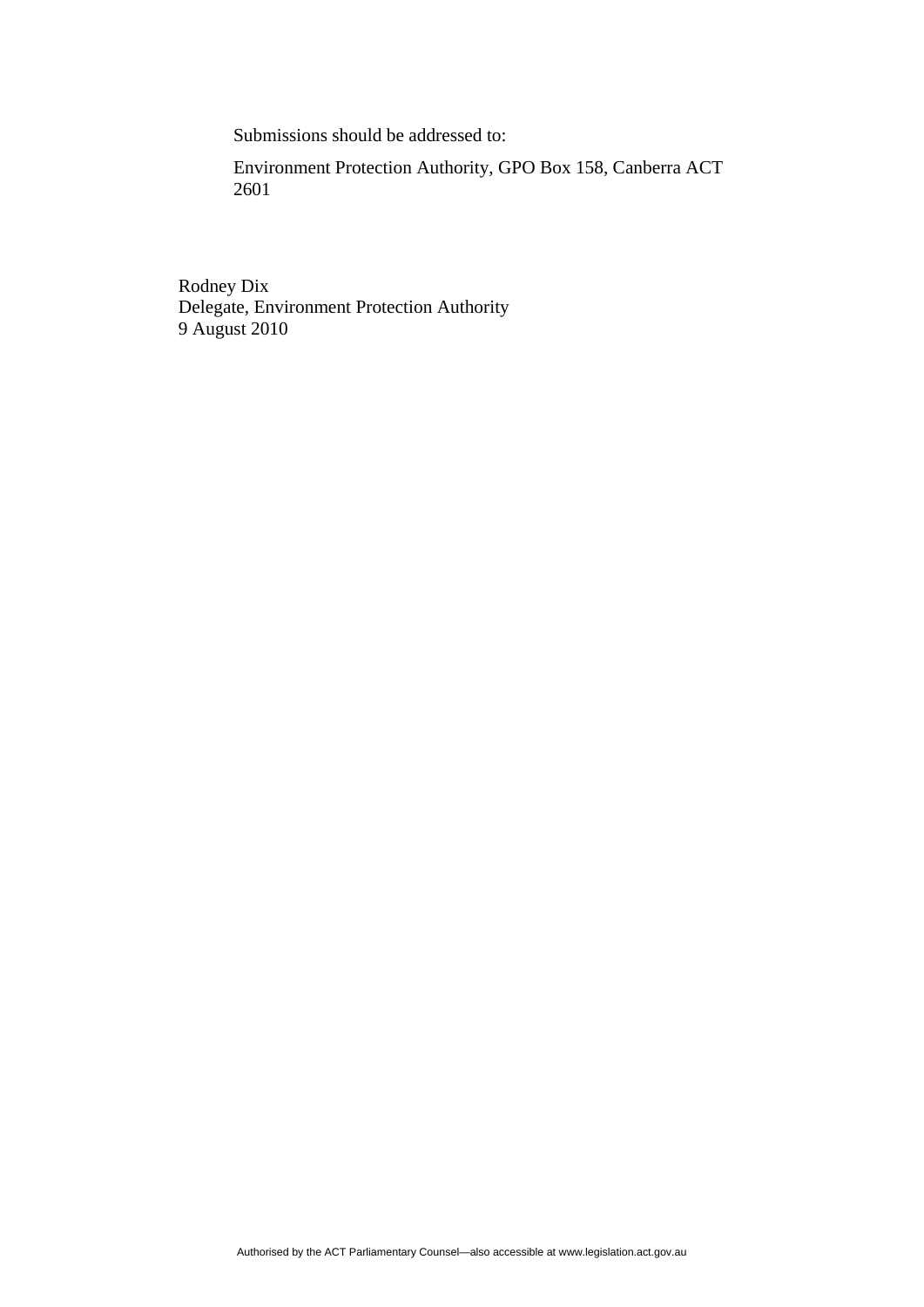Submissions should be addressed to:

Environment Protection Authority, GPO Box 158, Canberra ACT 2601

Rodney Dix  
Delegate, Environment Protection Authority  
9 August 2010